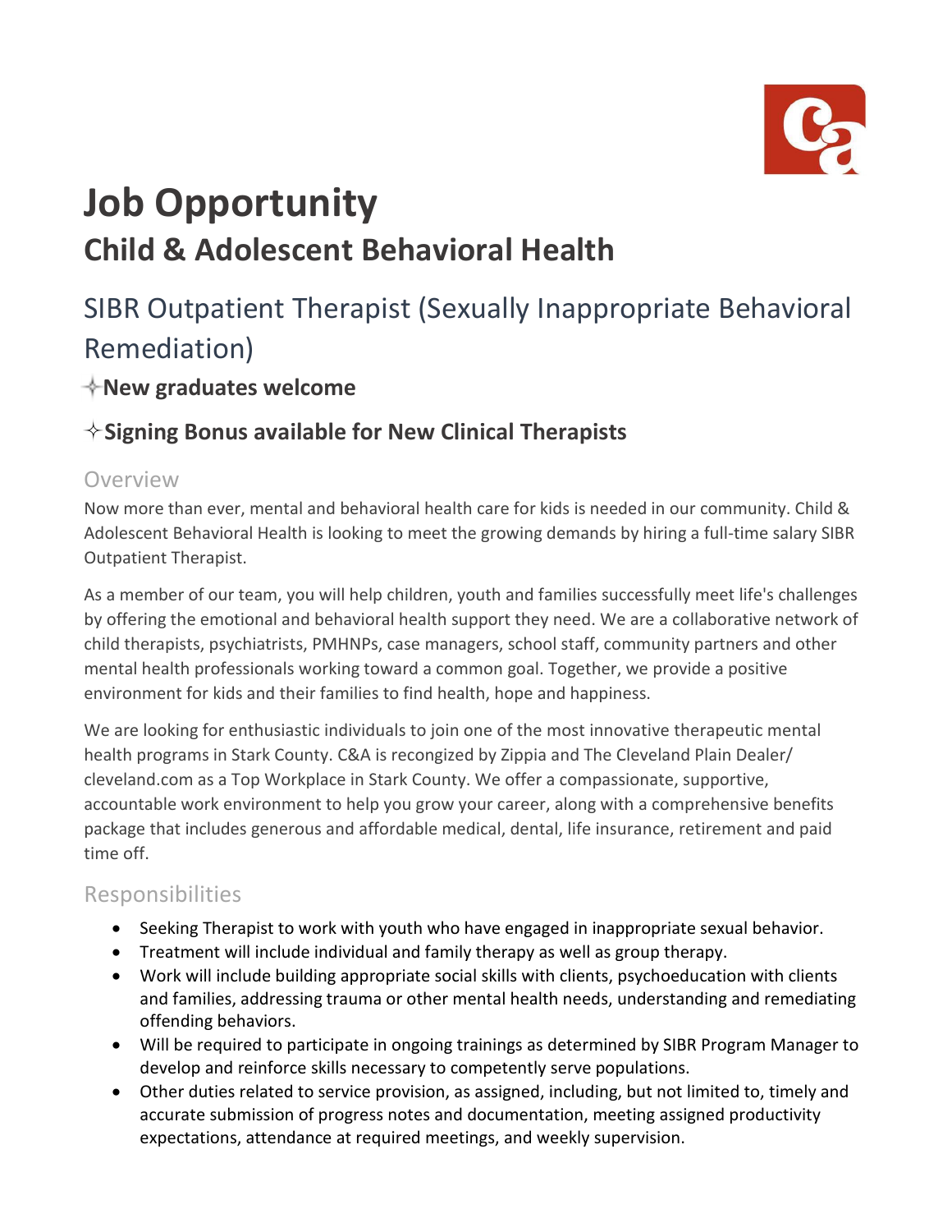# Job Opportunity

## Child & Adolescent Behavioral Health

## SIBR Outpatient Therapist (Sexually Inappropriate Behavioral Remediation)

### ✧New graduates welcome

### ✧Signing Bonus available for New Clinical Therapists

### Overview

Now more than ever, mental and behavioral health care for kids is needed in our community. Child & Adolescent Behavioral Health is looking to meet the growing demands by hiring a full-time salary SIBR Outpatient Therapist.

As a member of our team, you will help children, youth and families successfully meet life's challenges by offering the emotional and behavioral health support they need. We are a collaborative network of child therapists, psychiatrists, PMHNPs, case managers, school staff, community partners and other mental health professionals working toward a common goal. Together, we provide a positive environment for kids and their families to find health, hope and happiness.

We are looking for enthusiastic individuals to join one of the most innovative therapeutic mental health programs in Stark County. C&A is recongized by Zippia and The Cleveland Plain Dealer/ cleveland.com as a Top Workplace in Stark County. We offer a compassionate, supportive, accountable work environment to help you grow your career, along with a comprehensive benefits package that includes generous and affordable medical, dental, life insurance, retirement and paid time off.

### Responsibilities

- Seeking Therapist to work with youth who have engaged in inappropriate sexual behavior.
- Treatment will include individual and family therapy as well as group therapy.
- Work will include building appropriate social skills with clients, psychoeducation with clients and families, addressing trauma or other mental health needs, understanding and remediating offending behaviors.
- Will be required to participate in ongoing trainings as determined by SIBR Program Manager to develop and reinforce skills necessary to competently serve populations.
- Other duties related to service provision, as assigned, including, but not limited to, timely and accurate submission of progress notes and documentation, meeting assigned productivity expectations, attendance at required meetings, and weekly supervision.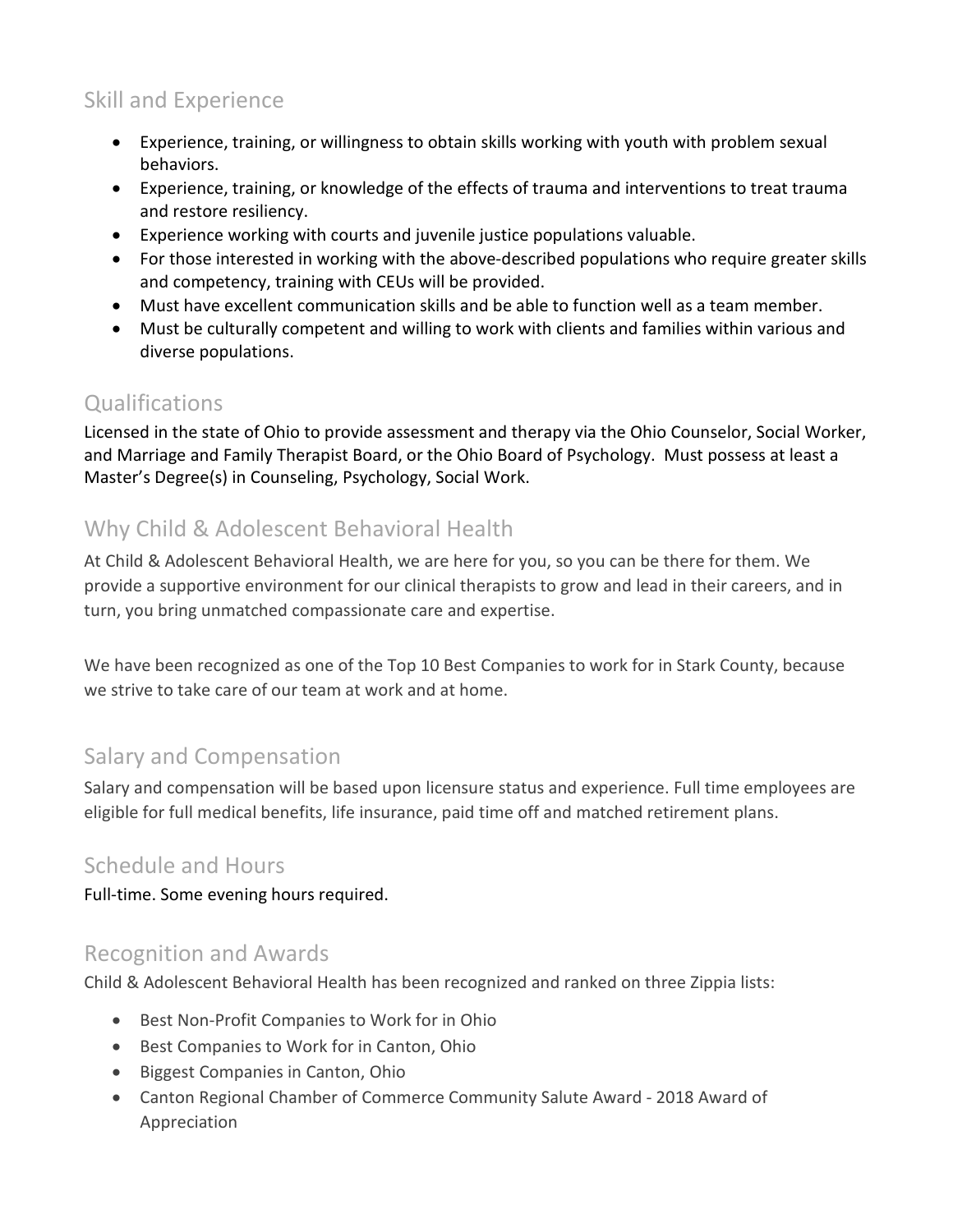## Skill and Experience

- Experience, training, or willingness to obtain skills working with youth with problem sexual behaviors.
- Experience, training, or knowledge of the effects of trauma and interventions to treat trauma and restore resiliency.
- Experience working with courts and juvenile justice populations valuable.
- For those interested in working with the above-described populations who require greater skills and competency, training with CEUs will be provided.
- Must have excellent communication skills and be able to function well as a team member.
- Must be culturally competent and willing to work with clients and families within various and diverse populations.

## Qualifications

Licensed in the state of Ohio to provide assessment and therapy via the Ohio Counselor, Social Worker, and Marriage and Family Therapist Board, or the Ohio Board of Psychology. Must possess at least a Master's Degree(s) in Counseling, Psychology, Social Work.

## Why Child & Adolescent Behavioral Health

At Child & Adolescent Behavioral Health, we are here for you, so you can be there for them. We provide a supportive environment for our clinical therapists to grow and lead in their careers, and in turn, you bring unmatched compassionate care and expertise.

We have been recognized as one of the Top 10 Best Companies to work for in Stark County, because we strive to take care of our team at work and at home.

## Salary and Compensation

Salary and compensation will be based upon licensure status and experience. Full time employees are eligible for full medical benefits, life insurance, paid time off and matched retirement plans.

## Schedule and Hours

Full-time. Some evening hours required.

## Recognition and Awards

Child & Adolescent Behavioral Health has been recognized and ranked on three Zippia lists:

- Best Non-Profit Companies to Work for in Ohio
- Best Companies to Work for in Canton, Ohio
- Biggest Companies in Canton, Ohio
- Canton Regional Chamber of Commerce Community Salute Award - 2018 Award of Appreciation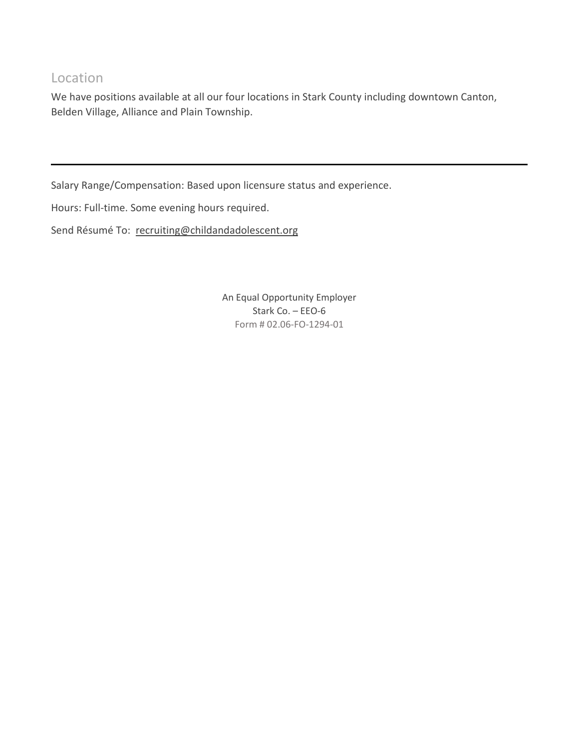## Location

We have positions available at all our four locations in Stark County including downtown Canton, Belden Village, Alliance and Plain Township.

---

Salary Range/Compensation: Based upon licensure status and experience.

Hours: Full-time. Some evening hours required.

Send Résumé To: recruiting@childandadolescent.org

An Equal Opportunity Employer
Stark Co. – EEO-6
Form # 02.06-FO-1294-01